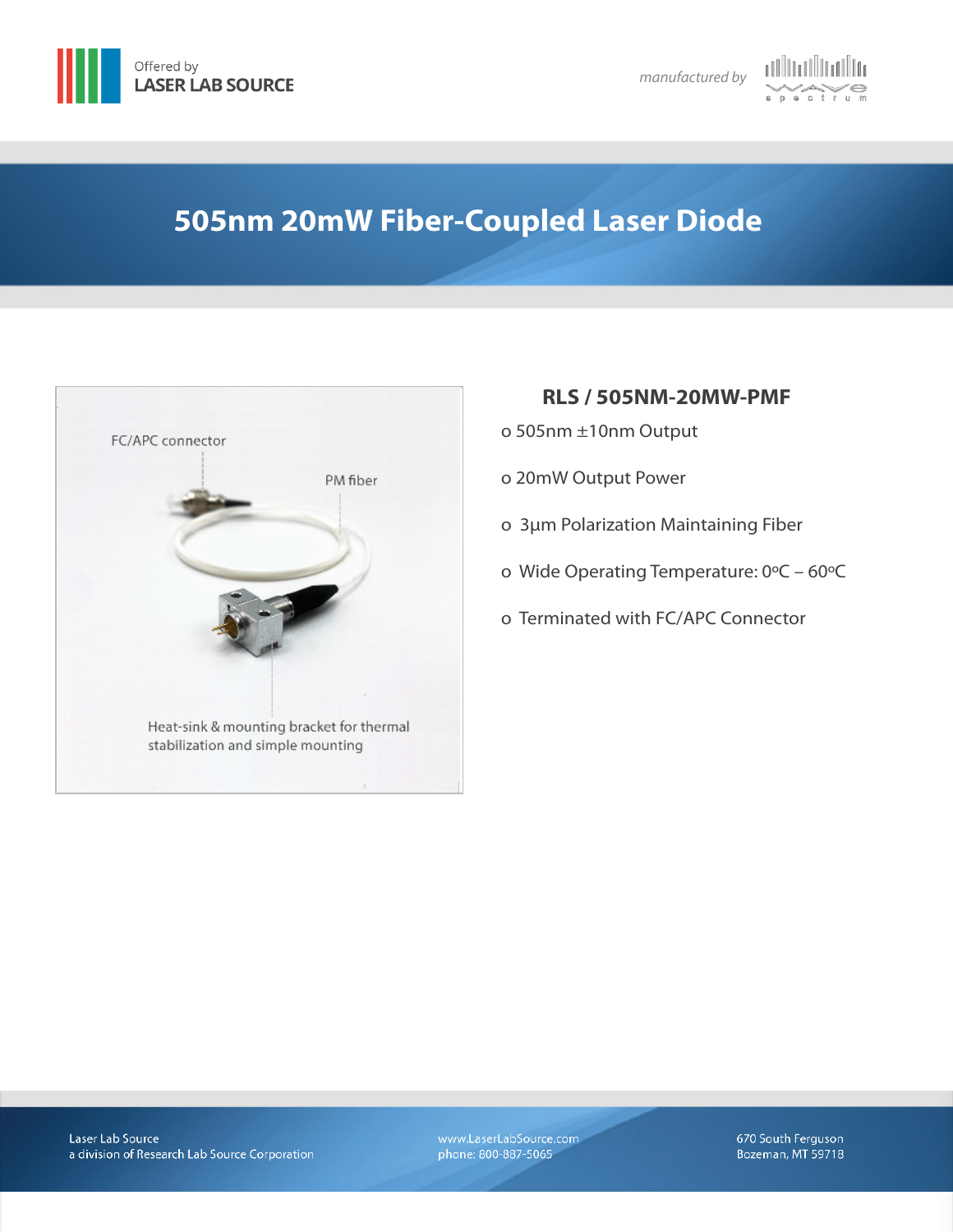Offered by
LASER LAB SOURCE

*manufactured by* wave spectrum

# 505nm 20mW Fiber-Coupled Laser Diode

FC/APC connector

PM fiber

Heat-sink & mounting bracket for thermal stabilization and simple mounting

## RLS / 505NM-20MW-PMF

- 505nm ±10nm Output
- 20mW Output Power
- 3µm Polarization Maintaining Fiber
- Wide Operating Temperature: 0ºC – 60ºC
- Terminated with FC/APC Connector

Laser Lab Source
a division of Research Lab Source Corporation

www.LaserLabSource.com
phone: 800-887-5065

670 South Ferguson
Bozeman, MT 59718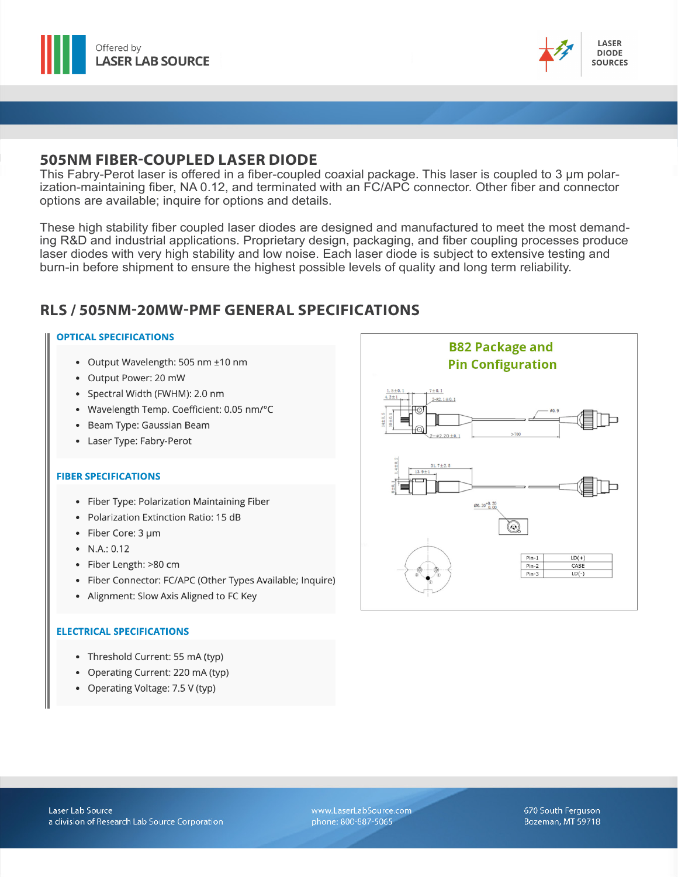## 505NM FIBER-COUPLED LASER DIODE

This Fabry-Perot laser is offered in a fiber-coupled coaxial package. This laser is coupled to 3 µm polarization-maintaining fiber, NA 0.12, and terminated with an FC/APC connector. Other fiber and connector options are available; inquire for options and details.

These high stability fiber coupled laser diodes are designed and manufactured to meet the most demanding R&D and industrial applications. Proprietary design, packaging, and fiber coupling processes produce laser diodes with very high stability and low noise. Each laser diode is subject to extensive testing and burn-in before shipment to ensure the highest possible levels of quality and long term reliability.

## RLS / 505NM-20MW-PMF GENERAL SPECIFICATIONS

### OPTICAL SPECIFICATIONS

- Output Wavelength: 505 nm ±10 nm
- Output Power: 20 mW
- Spectral Width (FWHM): 2.0 nm
- Wavelength Temp. Coefficient: 0.05 nm/°C
- Beam Type: Gaussian Beam
- Laser Type: Fabry-Perot

### FIBER SPECIFICATIONS

- Fiber Type: Polarization Maintaining Fiber
- Polarization Extinction Ratio: 15 dB
- Fiber Core: 3 µm
- N.A.: 0.12
- Fiber Length: >80 cm
- Fiber Connector: FC/APC (Other Types Available; Inquire)
- Alignment: Slow Axis Aligned to FC Key

### ELECTRICAL SPECIFICATIONS

- Threshold Current: 55 mA (typ)
- Operating Current: 220 mA (typ)
- Operating Voltage: 7.5 V (typ)

### B82 Package and Pin Configuration

| Pin | Function |
|---|---|
| Pin-1 | LD(+) |
| Pin-2 | CASE |
| Pin-3 | LD(-) |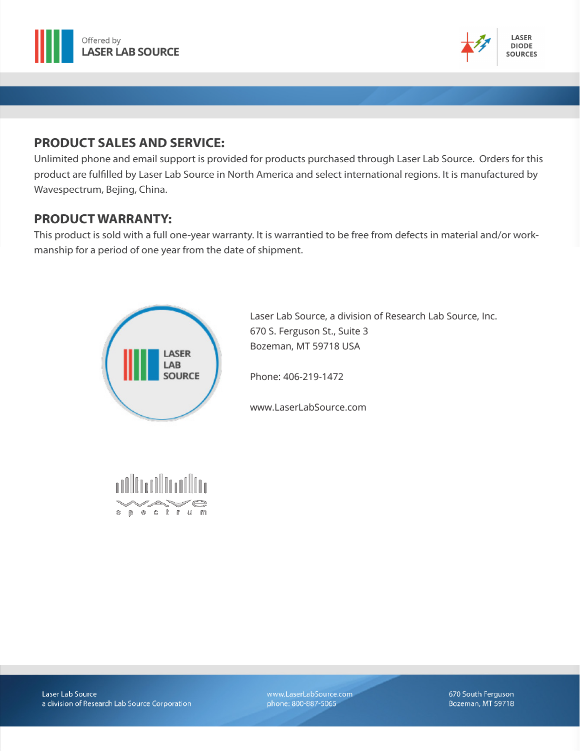## PRODUCT SALES AND SERVICE:

Unlimited phone and email support is provided for products purchased through Laser Lab Source. Orders for this product are fulfilled by Laser Lab Source in North America and select international regions. It is manufactured by Wavespectrum, Bejing, China.

## PRODUCT WARRANTY:

This product is sold with a full one-year warranty. It is warrantied to be free from defects in material and/or workmanship for a period of one year from the date of shipment.

Laser Lab Source, a division of Research Lab Source, Inc.
670 S. Ferguson St., Suite 3
Bozeman, MT 59718 USA

Phone: 406-219-1472

www.LaserLabSource.com